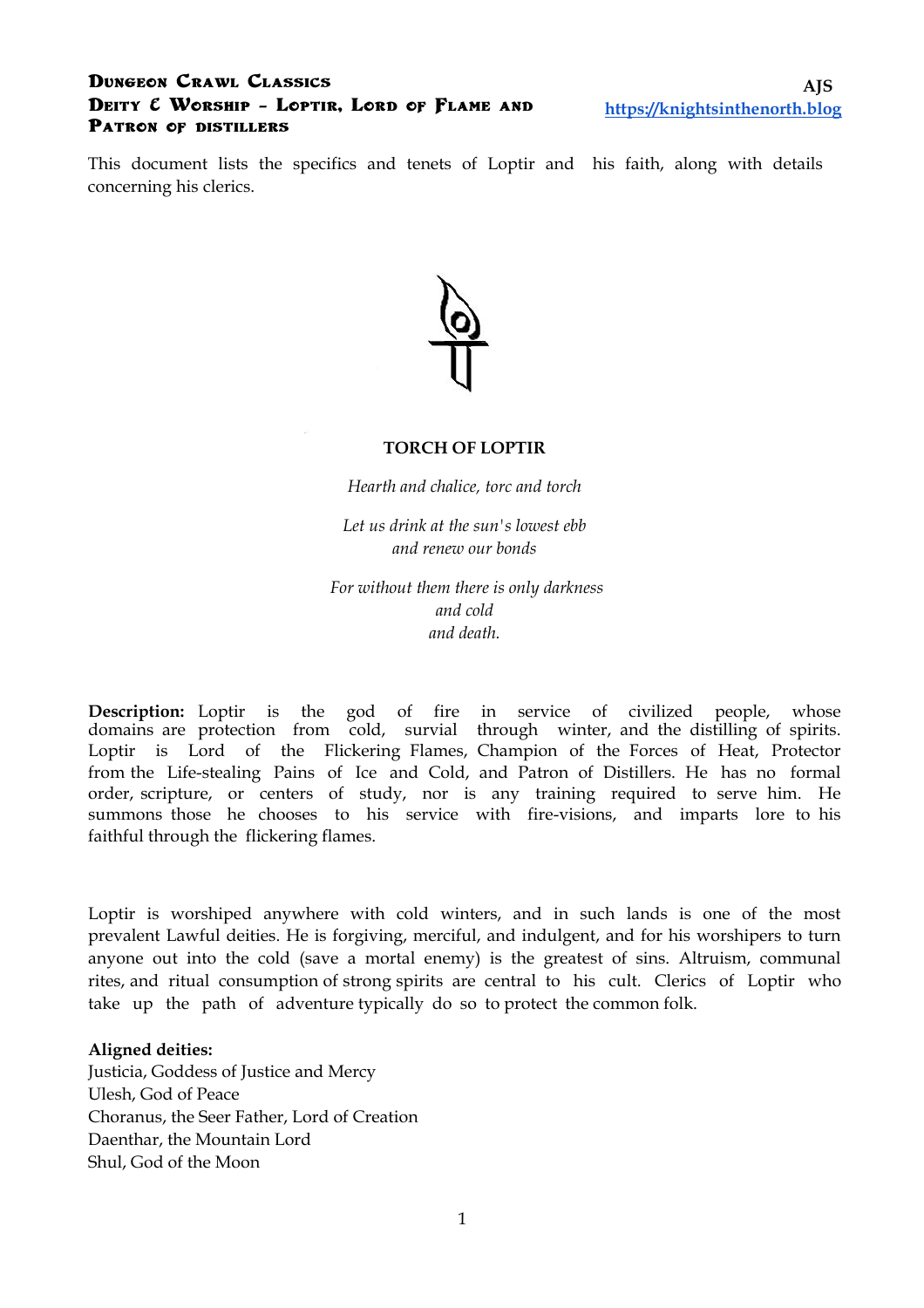# Dungeon Crawl Classics
## Deity & Worship – Loptir, Lord of Flame and Patron of distillers

AJS
https://knightsinthenorth.blog

This document lists the specifics and tenets of Loptir and his faith, along with details concerning his clerics.

**TORCH OF LOPTIR**

*Hearth and chalice, torc and torch*

*Let us drink at the sun's lowest ebb*
*and renew our bonds*

*For without them there is only darkness*
*and cold*
*and death.*

**Description:** Loptir is the god of fire in service of civilized people, whose domains are protection from cold, survial through winter, and the distilling of spirits. Loptir is Lord of the Flickering Flames, Champion of the Forces of Heat, Protector from the Life-stealing Pains of Ice and Cold, and Patron of Distillers. He has no formal order, scripture, or centers of study, nor is any training required to serve him. He summons those he chooses to his service with fire-visions, and imparts lore to his faithful through the flickering flames.

Loptir is worshiped anywhere with cold winters, and in such lands is one of the most prevalent Lawful deities. He is forgiving, merciful, and indulgent, and for his worshipers to turn anyone out into the cold (save a mortal enemy) is the greatest of sins. Altruism, communal rites, and ritual consumption of strong spirits are central to his cult. Clerics of Loptir who take up the path of adventure typically do so to protect the common folk.

**Aligned deities:**
Justicia, Goddess of Justice and Mercy
Ulesh, God of Peace
Choranus, the Seer Father, Lord of Creation
Daenthar, the Mountain Lord
Shul, God of the Moon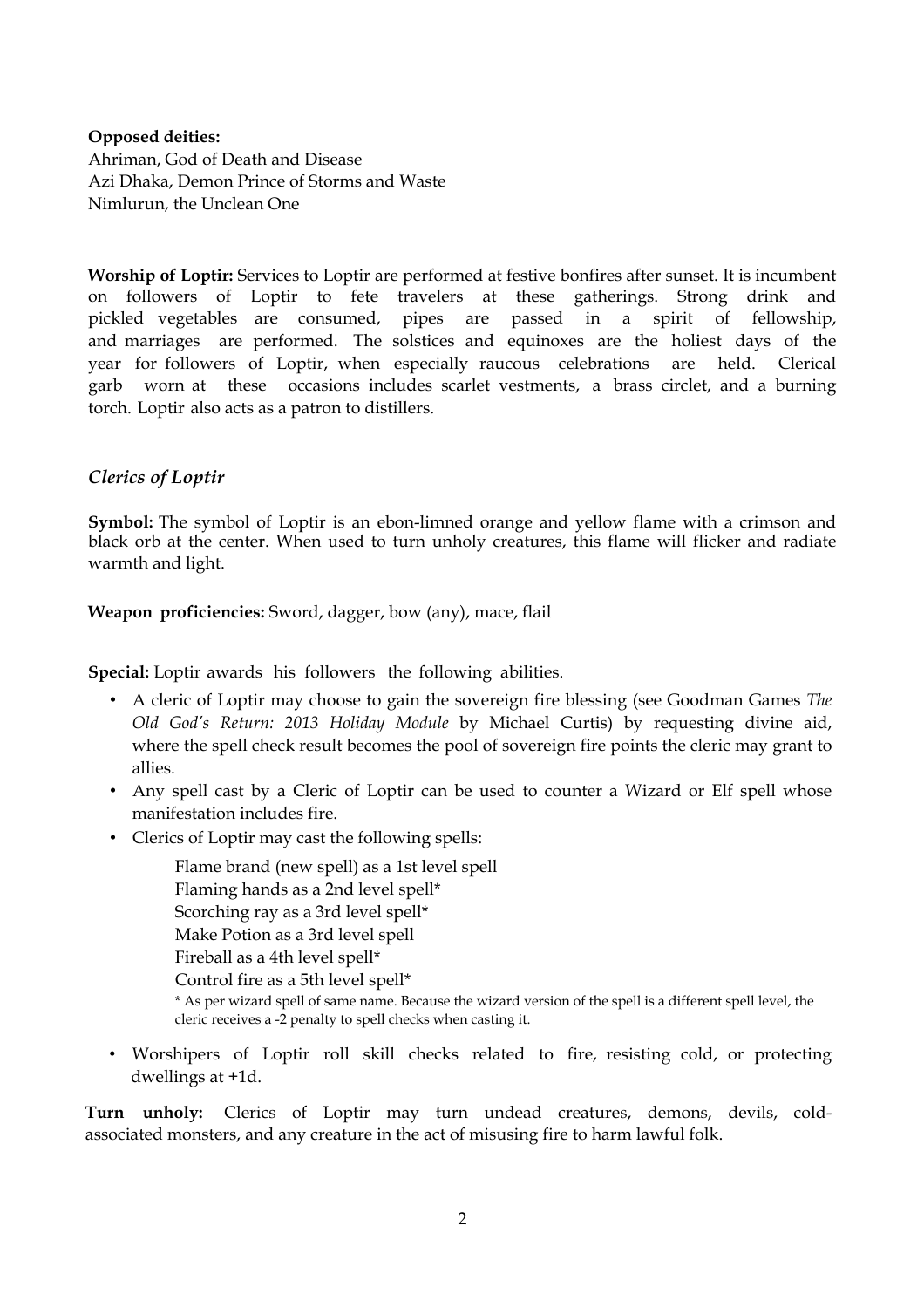**Opposed deities:**
Ahriman, God of Death and Disease
Azi Dhaka, Demon Prince of Storms and Waste
Nimlurun, the Unclean One

**Worship of Loptir:** Services to Loptir are performed at festive bonfires after sunset. It is incumbent on followers of Loptir to fete travelers at these gatherings. Strong drink and pickled vegetables are consumed, pipes are passed in a spirit of fellowship, and marriages are performed. The solstices and equinoxes are the holiest days of the year for followers of Loptir, when especially raucous celebrations are held. Clerical garb worn at these occasions includes scarlet vestments, a brass circlet, and a burning torch. Loptir also acts as a patron to distillers.

## *Clerics of Loptir*

**Symbol:** The symbol of Loptir is an ebon-limned orange and yellow flame with a crimson and black orb at the center. When used to turn unholy creatures, this flame will flicker and radiate warmth and light.

**Weapon proficiencies:** Sword, dagger, bow (any), mace, flail

**Special:** Loptir awards his followers the following abilities.

- A cleric of Loptir may choose to gain the sovereign fire blessing (see Goodman Games *The Old God's Return: 2013 Holiday Module* by Michael Curtis) by requesting divine aid, where the spell check result becomes the pool of sovereign fire points the cleric may grant to allies.
- Any spell cast by a Cleric of Loptir can be used to counter a Wizard or Elf spell whose manifestation includes fire.
- Clerics of Loptir may cast the following spells:

    Flame brand (new spell) as a 1st level spell
    Flaming hands as a 2nd level spell*
    Scorching ray as a 3rd level spell*
    Make Potion as a 3rd level spell
    Fireball as a 4th level spell*
    Control fire as a 5th level spell*

    \* As per wizard spell of same name. Because the wizard version of the spell is a different spell level, the cleric receives a -2 penalty to spell checks when casting it.

- Worshipers of Loptir roll skill checks related to fire, resisting cold, or protecting dwellings at +1d.

**Turn unholy:** Clerics of Loptir may turn undead creatures, demons, devils, cold-associated monsters, and any creature in the act of misusing fire to harm lawful folk.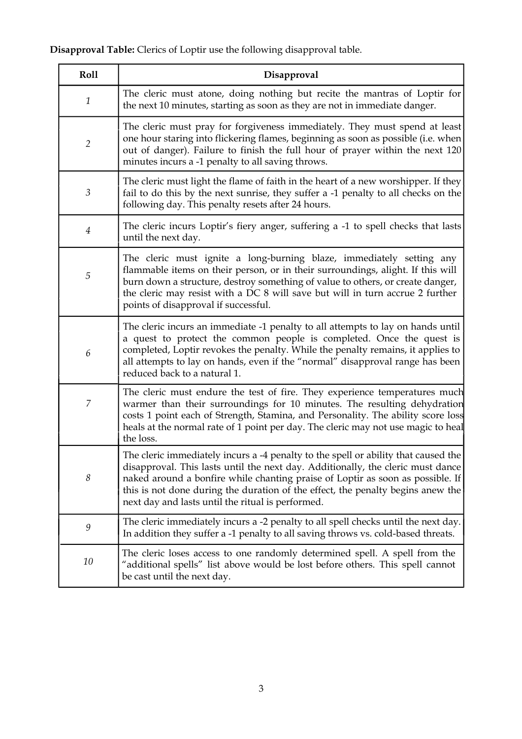**Disapproval Table:** Clerics of Loptir use the following disapproval table.

| Roll | Disapproval |
|---|---|
| *1* | The cleric must atone, doing nothing but recite the mantras of Loptir for the next 10 minutes, starting as soon as they are not in immediate danger. |
| *2* | The cleric must pray for forgiveness immediately. They must spend at least one hour staring into flickering flames, beginning as soon as possible (i.e. when out of danger). Failure to finish the full hour of prayer within the next 120 minutes incurs a -1 penalty to all saving throws. |
| *3* | The cleric must light the flame of faith in the heart of a new worshipper. If they fail to do this by the next sunrise, they suffer a -1 penalty to all checks on the following day. This penalty resets after 24 hours. |
| *4* | The cleric incurs Loptir's fiery anger, suffering a -1 to spell checks that lasts until the next day. |
| *5* | The cleric must ignite a long-burning blaze, immediately setting any flammable items on their person, or in their surroundings, alight. If this will burn down a structure, destroy something of value to others, or create danger, the cleric may resist with a DC 8 will save but will in turn accrue 2 further points of disapproval if successful. |
| *6* | The cleric incurs an immediate -1 penalty to all attempts to lay on hands until a quest to protect the common people is completed. Once the quest is completed, Loptir revokes the penalty. While the penalty remains, it applies to all attempts to lay on hands, even if the "normal" disapproval range has been reduced back to a natural 1. |
| *7* | The cleric must endure the test of fire. They experience temperatures much warmer than their surroundings for 10 minutes. The resulting dehydration costs 1 point each of Strength, Stamina, and Personality. The ability score loss heals at the normal rate of 1 point per day. The cleric may not use magic to heal the loss. |
| *8* | The cleric immediately incurs a -4 penalty to the spell or ability that caused the disapproval. This lasts until the next day. Additionally, the cleric must dance naked around a bonfire while chanting praise of Loptir as soon as possible. If this is not done during the duration of the effect, the penalty begins anew the next day and lasts until the ritual is performed. |
| *9* | The cleric immediately incurs a -2 penalty to all spell checks until the next day. In addition they suffer a -1 penalty to all saving throws vs. cold-based threats. |
| *10* | The cleric loses access to one randomly determined spell. A spell from the "additional spells" list above would be lost before others. This spell cannot be cast until the next day. |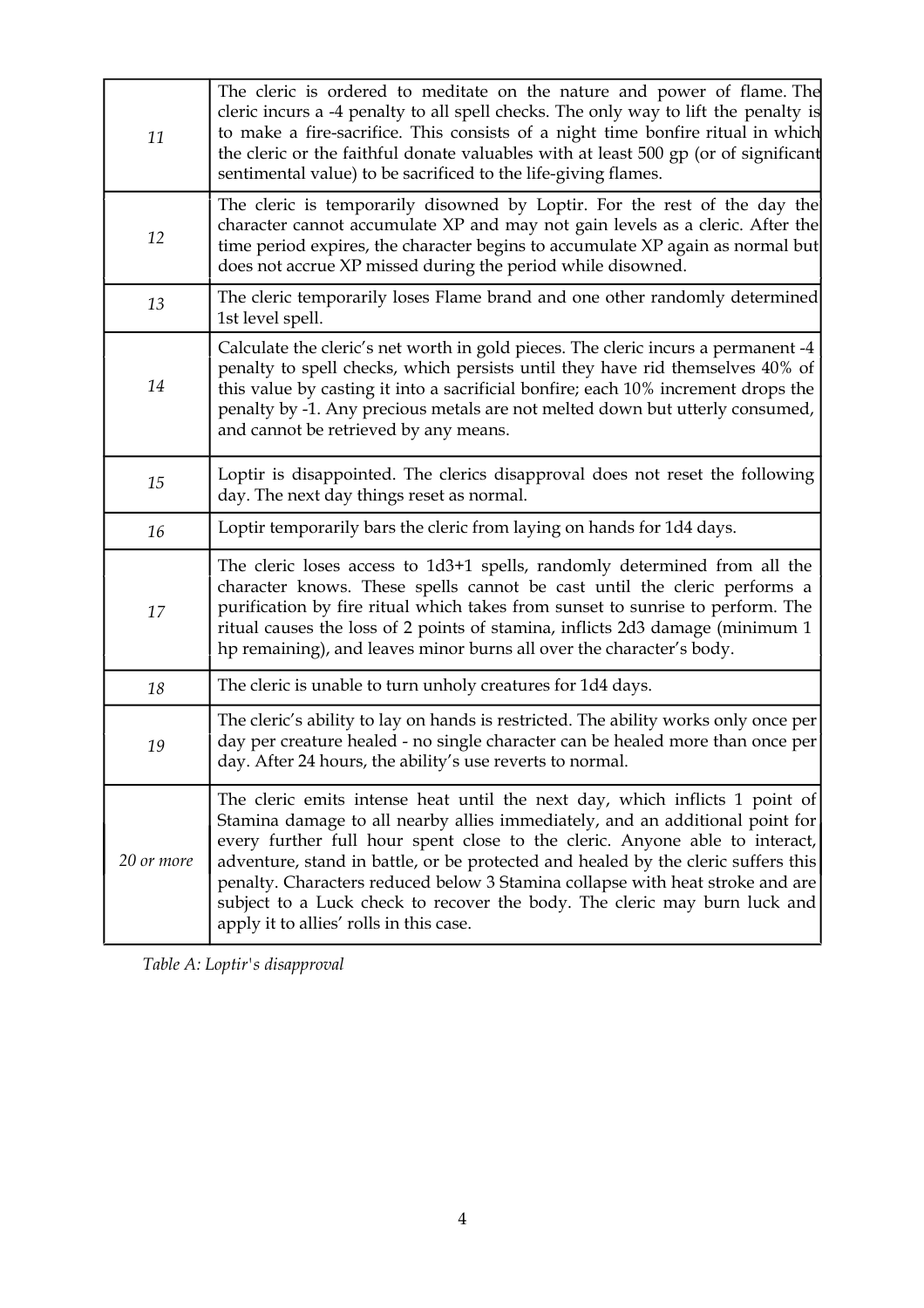| | |
|---|---|
| *11* | The cleric is ordered to meditate on the nature and power of flame. The cleric incurs a -4 penalty to all spell checks. The only way to lift the penalty is to make a fire-sacrifice. This consists of a night time bonfire ritual in which the cleric or the faithful donate valuables with at least 500 gp (or of significant sentimental value) to be sacrificed to the life-giving flames. |
| *12* | The cleric is temporarily disowned by Loptir. For the rest of the day the character cannot accumulate XP and may not gain levels as a cleric. After the time period expires, the character begins to accumulate XP again as normal but does not accrue XP missed during the period while disowned. |
| *13* | The cleric temporarily loses Flame brand and one other randomly determined 1st level spell. |
| *14* | Calculate the cleric's net worth in gold pieces. The cleric incurs a permanent -4 penalty to spell checks, which persists until they have rid themselves 40% of this value by casting it into a sacrificial bonfire; each 10% increment drops the penalty by -1. Any precious metals are not melted down but utterly consumed, and cannot be retrieved by any means. |
| *15* | Loptir is disappointed. The clerics disapproval does not reset the following day. The next day things reset as normal. |
| *16* | Loptir temporarily bars the cleric from laying on hands for 1d4 days. |
| *17* | The cleric loses access to 1d3+1 spells, randomly determined from all the character knows. These spells cannot be cast until the cleric performs a purification by fire ritual which takes from sunset to sunrise to perform. The ritual causes the loss of 2 points of stamina, inflicts 2d3 damage (minimum 1 hp remaining), and leaves minor burns all over the character's body. |
| *18* | The cleric is unable to turn unholy creatures for 1d4 days. |
| *19* | The cleric's ability to lay on hands is restricted. The ability works only once per day per creature healed - no single character can be healed more than once per day. After 24 hours, the ability's use reverts to normal. |
| *20 or more* | The cleric emits intense heat until the next day, which inflicts 1 point of Stamina damage to all nearby allies immediately, and an additional point for every further full hour spent close to the cleric. Anyone able to interact, adventure, stand in battle, or be protected and healed by the cleric suffers this penalty. Characters reduced below 3 Stamina collapse with heat stroke and are subject to a Luck check to recover the body. The cleric may burn luck and apply it to allies' rolls in this case. |

*Table A: Loptir's disapproval*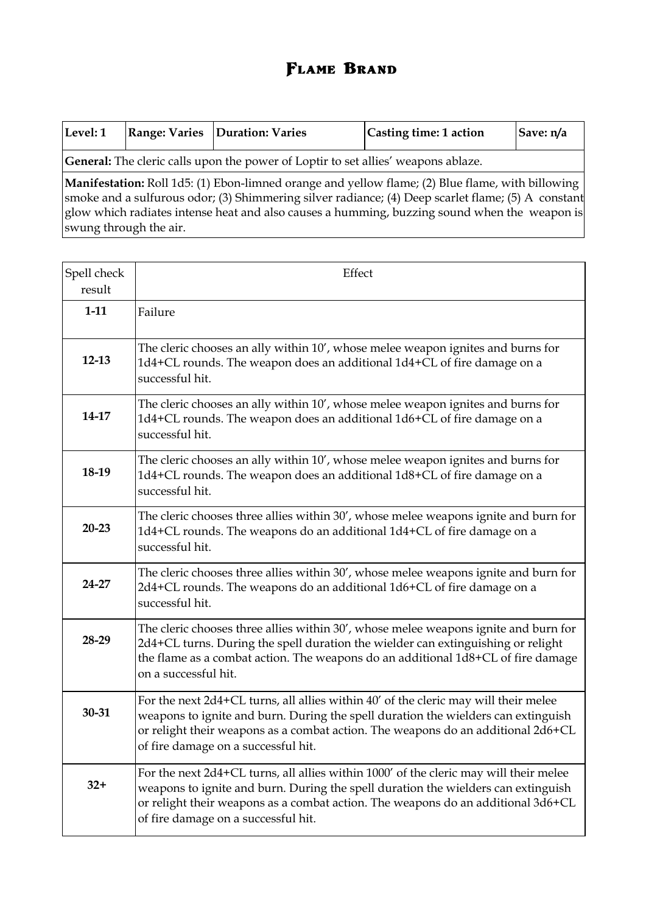# Flame Brand

| Level: 1 | Range: Varies | Duration: Varies | Casting time: 1 action | Save: n/a |
|---|---|---|---|---|
| **General:** The cleric calls upon the power of Loptir to set allies' weapons ablaze. | | | | |
| **Manifestation:** Roll 1d5: (1) Ebon-limned orange and yellow flame; (2) Blue flame, with billowing smoke and a sulfurous odor; (3) Shimmering silver radiance; (4) Deep scarlet flame; (5) A constant glow which radiates intense heat and also causes a humming, buzzing sound when the weapon is swung through the air. | | | | |

| Spell check result | Effect |
|---|---|
| **1-11** | Failure |
| **12-13** | The cleric chooses an ally within 10', whose melee weapon ignites and burns for 1d4+CL rounds. The weapon does an additional 1d4+CL of fire damage on a successful hit. |
| **14-17** | The cleric chooses an ally within 10', whose melee weapon ignites and burns for 1d4+CL rounds. The weapon does an additional 1d6+CL of fire damage on a successful hit. |
| **18-19** | The cleric chooses an ally within 10', whose melee weapon ignites and burns for 1d4+CL rounds. The weapon does an additional 1d8+CL of fire damage on a successful hit. |
| **20-23** | The cleric chooses three allies within 30', whose melee weapons ignite and burn for 1d4+CL rounds. The weapons do an additional 1d4+CL of fire damage on a successful hit. |
| **24-27** | The cleric chooses three allies within 30', whose melee weapons ignite and burn for 2d4+CL rounds. The weapons do an additional 1d6+CL of fire damage on a successful hit. |
| **28-29** | The cleric chooses three allies within 30', whose melee weapons ignite and burn for 2d4+CL turns. During the spell duration the wielder can extinguishing or relight the flame as a combat action. The weapons do an additional 1d8+CL of fire damage on a successful hit. |
| **30-31** | For the next 2d4+CL turns, all allies within 40' of the cleric may will their melee weapons to ignite and burn. During the spell duration the wielders can extinguish or relight their weapons as a combat action. The weapons do an additional 2d6+CL of fire damage on a successful hit. |
| **32+** | For the next 2d4+CL turns, all allies within 1000' of the cleric may will their melee weapons to ignite and burn. During the spell duration the wielders can extinguish or relight their weapons as a combat action. The weapons do an additional 3d6+CL of fire damage on a successful hit. |